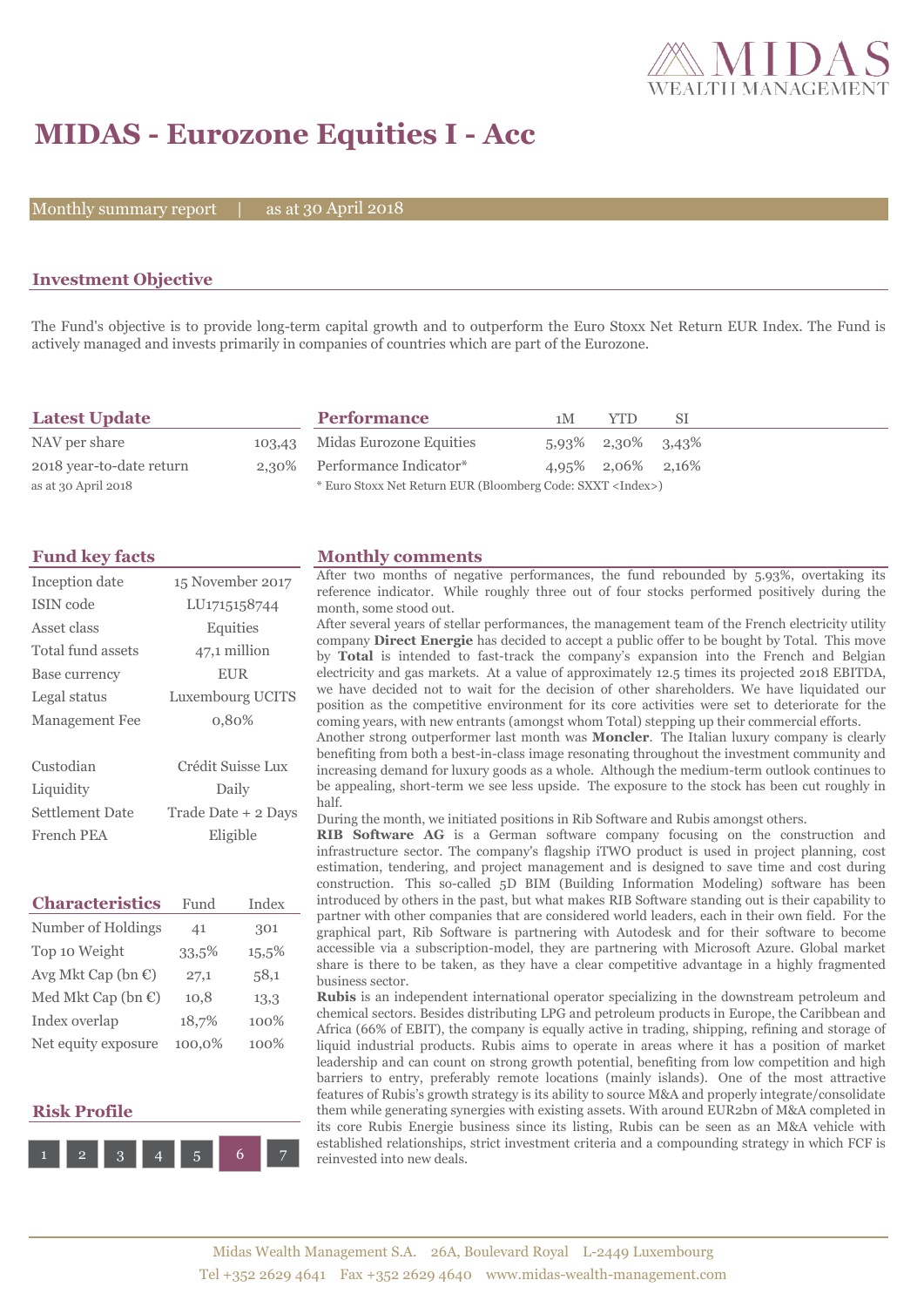MIDAS WEALTH MANAGEMENT

# MIDAS - Eurozone Equities I - Acc

Monthly summary report | as at 30 April 2018

## Investment Objective

The Fund's objective is to provide long-term capital growth and to outperform the Euro Stoxx Net Return EUR Index. The Fund is actively managed and invests primarily in companies of countries which are part of the Eurozone.

## Latest Update

| | |
|---|---|
| NAV per share | 103,43 |
| 2018 year-to-date return | 2,30% |
| as at 30 April 2018 | |

## Performance

| | 1M | YTD | SI |
|---|---|---|---|
| Midas Eurozone Equities | 5,93% | 2,30% | 3,43% |
| Performance Indicator* | 4,95% | 2,06% | 2,16% |

* Euro Stoxx Net Return EUR (Bloomberg Code: SXXT <Index>)

## Fund key facts

| | |
|---|---|
| Inception date | 15 November 2017 |
| ISIN code | LU1715158744 |
| Asset class | Equities |
| Total fund assets | 47,1 million |
| Base currency | EUR |
| Legal status | Luxembourg UCITS |
| Management Fee | 0,80% |
| Custodian | Crédit Suisse Lux |
| Liquidity | Daily |
| Settlement Date | Trade Date + 2 Days |
| French PEA | Eligible |

## Characteristics

| | Fund | Index |
|---|---|---|
| Number of Holdings | 41 | 301 |
| Top 10 Weight | 33,5% | 15,5% |
| Avg Mkt Cap (bn €) | 27,1 | 58,1 |
| Med Mkt Cap (bn €) | 10,8 | 13,3 |
| Index overlap | 18,7% | 100% |
| Net equity exposure | 100,0% | 100% |

## Risk Profile

1 2 3 4 5 **6** 7

## Monthly comments

After two months of negative performances, the fund rebounded by 5.93%, overtaking its reference indicator. While roughly three out of four stocks performed positively during the month, some stood out.

After several years of stellar performances, the management team of the French electricity utility company **Direct Energie** has decided to accept a public offer to be bought by Total. This move by **Total** is intended to fast-track the company's expansion into the French and Belgian electricity and gas markets. At a value of approximately 12.5 times its projected 2018 EBITDA, we have decided not to wait for the decision of other shareholders. We have liquidated our position as the competitive environment for its core activities were set to deteriorate for the coming years, with new entrants (amongst whom Total) stepping up their commercial efforts.

Another strong outperformer last month was **Moncler**. The Italian luxury company is clearly benefiting from both a best-in-class image resonating throughout the investment community and increasing demand for luxury goods as a whole. Although the medium-term outlook continues to be appealing, short-term we see less upside. The exposure to the stock has been cut roughly in half.

During the month, we initiated positions in Rib Software and Rubis amongst others.

**RIB Software AG** is a German software company focusing on the construction and infrastructure sector. The company's flagship iTWO product is used in project planning, cost estimation, tendering, and project management and is designed to save time and cost during construction. This so-called 5D BIM (Building Information Modeling) software has been introduced by others in the past, but what makes RIB Software standing out is their capability to partner with other companies that are considered world leaders, each in their own field. For the graphical part, Rib Software is partnering with Autodesk and for their software to become accessible via a subscription-model, they are partnering with Microsoft Azure. Global market share is there to be taken, as they have a clear competitive advantage in a highly fragmented business sector.

**Rubis** is an independent international operator specializing in the downstream petroleum and chemical sectors. Besides distributing LPG and petroleum products in Europe, the Caribbean and Africa (66% of EBIT), the company is equally active in trading, shipping, refining and storage of liquid industrial products. Rubis aims to operate in areas where it has a position of market leadership and can count on strong growth potential, benefiting from low competition and high barriers to entry, preferably remote locations (mainly islands). One of the most attractive features of Rubis's growth strategy is its ability to source M&A and properly integrate/consolidate them while generating synergies with existing assets. With around EUR2bn of M&A completed in its core Rubis Energie business since its listing, Rubis can be seen as an M&A vehicle with established relationships, strict investment criteria and a compounding strategy in which FCF is reinvested into new deals.

Midas Wealth Management S.A. 26A, Boulevard Royal L-2449 Luxembourg
Tel +352 2629 4641 Fax +352 2629 4640 www.midas-wealth-management.com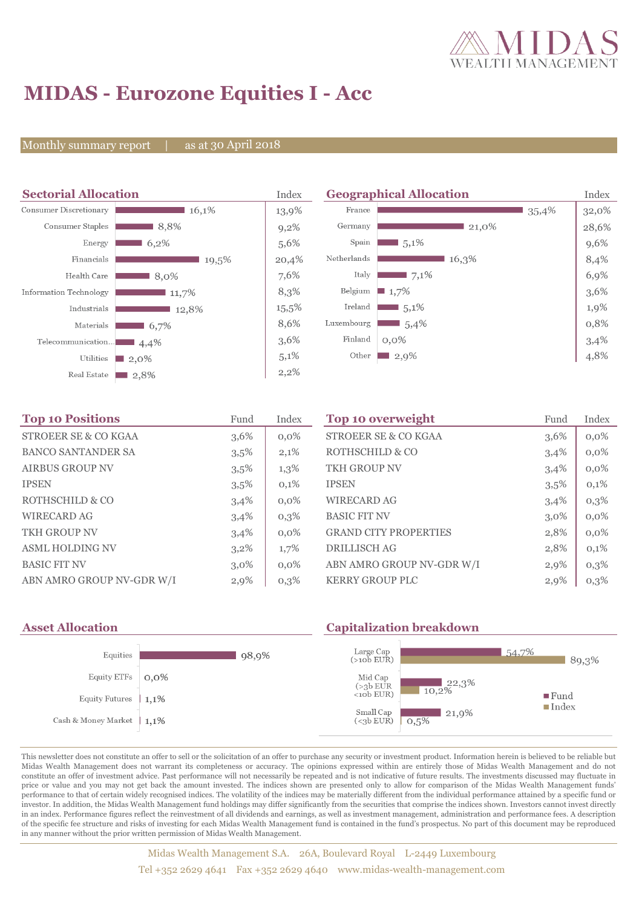# MIDAS - Eurozone Equities I - Acc

Monthly summary report | as at 30 April 2018

## Sectorial Allocation

Index

Consumer Discretionary 16,1% 13,9%
Consumer Staples 8,8% 9,2%
Energy 6,2% 5,6%
Financials 19,5% 20,4%
Health Care 8,0% 7,6%
Information Technology 11,7% 8,3%
Industrials 12,8% 15,5%
Materials 6,7% 8,6%
Telecommunication... 4,4% 3,6%
Utilities 2,0% 5,1%
Real Estate 2,8% 2,2%

## Geographical Allocation

Index

France 35,4% 32,0%
Germany 21,0% 28,6%
Spain 5,1% 9,6%
Netherlands 16,3% 8,4%
Italy 7,1% 6,9%
Belgium 1,7% 3,6%
Ireland 5,1% 1,9%
Luxembourg 5,4% 0,8%
Finland 0,0% 3,4%
Other 2,9% 4,8%

## Top 10 Positions

| Top 10 Positions | Fund | Index |
|---|---|---|
| STROEER SE & CO KGAA | 3,6% | 0,0% |
| BANCO SANTANDER SA | 3,5% | 2,1% |
| AIRBUS GROUP NV | 3,5% | 1,3% |
| IPSEN | 3,5% | 0,1% |
| ROTHSCHILD & CO | 3,4% | 0,0% |
| WIRECARD AG | 3,4% | 0,3% |
| TKH GROUP NV | 3,4% | 0,0% |
| ASML HOLDING NV | 3,2% | 1,7% |
| BASIC FIT NV | 3,0% | 0,0% |
| ABN AMRO GROUP NV-GDR W/I | 2,9% | 0,3% |

## Top 10 overweight

| Top 10 overweight | Fund | Index |
|---|---|---|
| STROEER SE & CO KGAA | 3,6% | 0,0% |
| ROTHSCHILD & CO | 3,4% | 0,0% |
| TKH GROUP NV | 3,4% | 0,0% |
| IPSEN | 3,5% | 0,1% |
| WIRECARD AG | 3,4% | 0,3% |
| BASIC FIT NV | 3,0% | 0,0% |
| GRAND CITY PROPERTIES | 2,8% | 0,0% |
| DRILLISCH AG | 2,8% | 0,1% |
| ABN AMRO GROUP NV-GDR W/I | 2,9% | 0,3% |
| KERRY GROUP PLC | 2,9% | 0,3% |

## Asset Allocation

Equities 98,9%
Equity ETFs 0,0%
Equity Futures 1,1%
Cash & Money Market 1,1%

## Capitalization breakdown

Large Cap (>10b EUR) 54,7% 89,3%
Mid Cap (>3b EUR <10b EUR) 22,3% 10,2%
Small Cap (<3b EUR) 21,9% 0,5%

Fund
Index

This newsletter does not constitute an offer to sell or the solicitation of an offer to purchase any security or investment product. Information herein is believed to be reliable but Midas Wealth Management does not warrant its completeness or accuracy. The opinions expressed within are entirely those of Midas Wealth Management and do not constitute an offer of investment advice. Past performance will not necessarily be repeated and is not indicative of future results. The investments discussed may fluctuate in price or value and you may not get back the amount invested. The indices shown are presented only to allow for comparison of the Midas Wealth Management funds' performance to that of certain widely recognised indices. The volatility of the indices may be materially different from the individual performance attained by a specific fund or investor. In addition, the Midas Wealth Management fund holdings may differ significantly from the securities that comprise the indices shown. Investors cannot invest directly in an index. Performance figures reflect the reinvestment of all dividends and earnings, as well as investment management, administration and performance fees. A description of the specific fee structure and risks of investing for each Midas Wealth Management fund is contained in the fund's prospectus. No part of this document may be reproduced in any manner without the prior written permission of Midas Wealth Management.

Midas Wealth Management S.A. 26A, Boulevard Royal L-2449 Luxembourg
Tel +352 2629 4641 Fax +352 2629 4640 www.midas-wealth-management.com